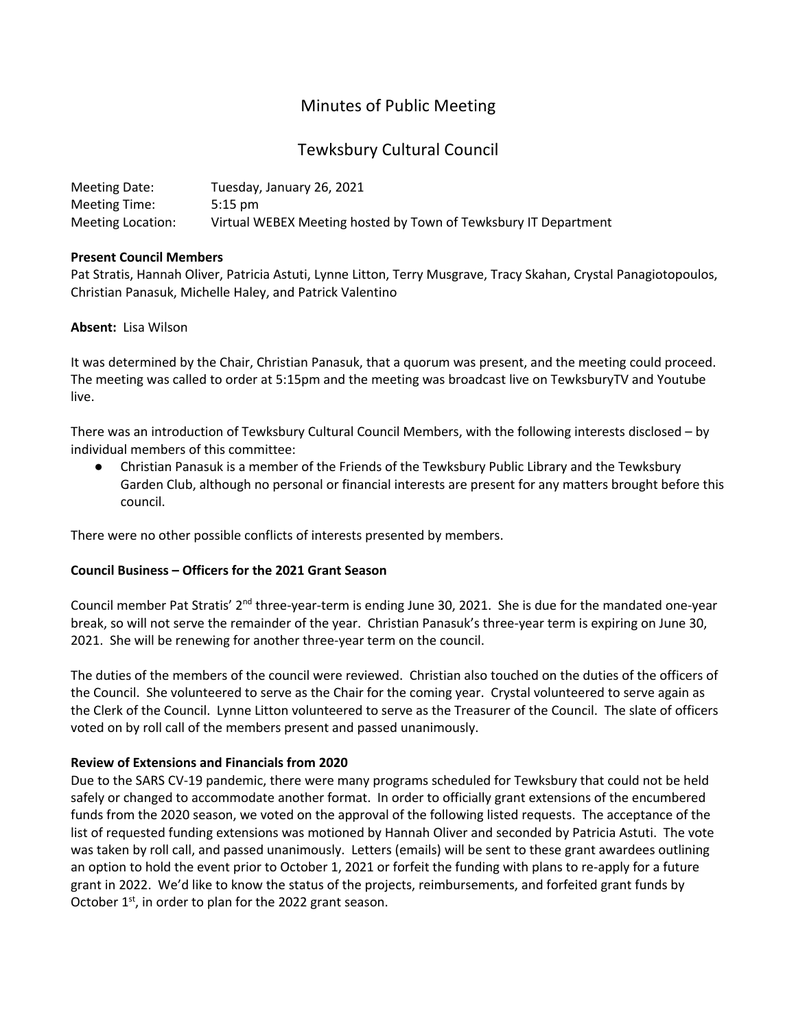# Minutes of Public Meeting

## Tewksbury Cultural Council

Meeting Date: Tuesday, January 26, 2021
Meeting Time: 5:15 pm
Meeting Location: Virtual WEBEX Meeting hosted by Town of Tewksbury IT Department

**Present Council Members**
Pat Stratis, Hannah Oliver, Patricia Astuti, Lynne Litton, Terry Musgrave, Tracy Skahan, Crystal Panagiotopoulos, Christian Panasuk, Michelle Haley, and Patrick Valentino

**Absent:** Lisa Wilson

It was determined by the Chair, Christian Panasuk, that a quorum was present, and the meeting could proceed. The meeting was called to order at 5:15pm and the meeting was broadcast live on TewksburyTV and Youtube live.

There was an introduction of Tewksbury Cultural Council Members, with the following interests disclosed – by individual members of this committee:

- Christian Panasuk is a member of the Friends of the Tewksbury Public Library and the Tewksbury Garden Club, although no personal or financial interests are present for any matters brought before this council.

There were no other possible conflicts of interests presented by members.

**Council Business – Officers for the 2021 Grant Season**

Council member Pat Stratis' 2nd three-year-term is ending June 30, 2021. She is due for the mandated one-year break, so will not serve the remainder of the year. Christian Panasuk's three-year term is expiring on June 30, 2021. She will be renewing for another three-year term on the council.

The duties of the members of the council were reviewed. Christian also touched on the duties of the officers of the Council. She volunteered to serve as the Chair for the coming year. Crystal volunteered to serve again as the Clerk of the Council. Lynne Litton volunteered to serve as the Treasurer of the Council. The slate of officers voted on by roll call of the members present and passed unanimously.

**Review of Extensions and Financials from 2020**
Due to the SARS CV-19 pandemic, there were many programs scheduled for Tewksbury that could not be held safely or changed to accommodate another format. In order to officially grant extensions of the encumbered funds from the 2020 season, we voted on the approval of the following listed requests. The acceptance of the list of requested funding extensions was motioned by Hannah Oliver and seconded by Patricia Astuti. The vote was taken by roll call, and passed unanimously. Letters (emails) will be sent to these grant awardees outlining an option to hold the event prior to October 1, 2021 or forfeit the funding with plans to re-apply for a future grant in 2022. We'd like to know the status of the projects, reimbursements, and forfeited grant funds by October 1st, in order to plan for the 2022 grant season.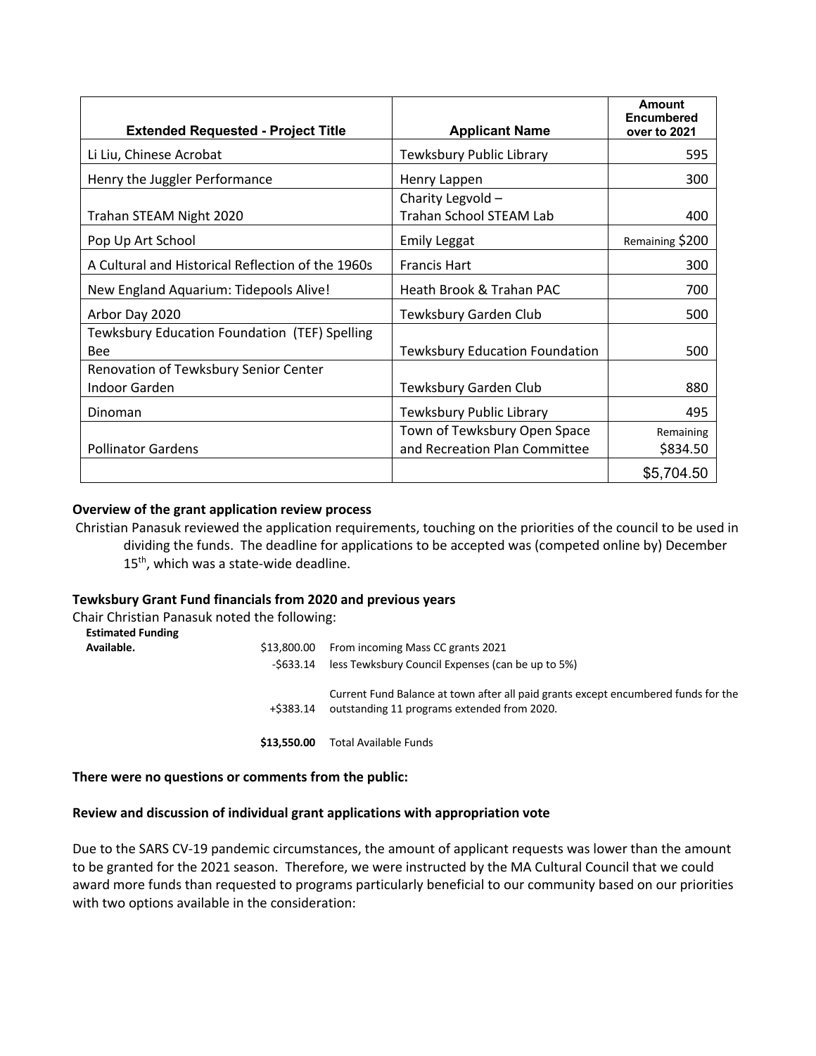| Extended Requested - Project Title | Applicant Name | Amount Encumbered over to 2021 |
|---|---|---|
| Li Liu, Chinese Acrobat | Tewksbury Public Library | 595 |
| Henry the Juggler Performance | Henry Lappen | 300 |
| Trahan STEAM Night 2020 | Charity Legvold – Trahan School STEAM Lab | 400 |
| Pop Up Art School | Emily Leggat | Remaining $200 |
| A Cultural and Historical Reflection of the 1960s | Francis Hart | 300 |
| New England Aquarium: Tidepools Alive! | Heath Brook & Trahan PAC | 700 |
| Arbor Day 2020 | Tewksbury Garden Club | 500 |
| Tewksbury Education Foundation (TEF) Spelling Bee | Tewksbury Education Foundation | 500 |
| Renovation of Tewksbury Senior Center Indoor Garden | Tewksbury Garden Club | 880 |
| Dinoman | Tewksbury Public Library | 495 |
| Pollinator Gardens | Town of Tewksbury Open Space and Recreation Plan Committee | Remaining $834.50 |
| | | $5,704.50 |

**Overview of the grant application review process**

Christian Panasuk reviewed the application requirements, touching on the priorities of the council to be used in dividing the funds. The deadline for applications to be accepted was (competed online by) December 15th, which was a state-wide deadline.

**Tewksbury Grant Fund financials from 2020 and previous years**

Chair Christian Panasuk noted the following:

| Estimated Funding Available. | | |
|---|---|---|
| | $13,800.00 | From incoming Mass CC grants 2021 |
| | -$633.14 | less Tewksbury Council Expenses (can be up to 5%) |
| | +$383.14 | Current Fund Balance at town after all paid grants except encumbered funds for the outstanding 11 programs extended from 2020. |
| | **$13,550.00** | Total Available Funds |

**There were no questions or comments from the public:**

**Review and discussion of individual grant applications with appropriation vote**

Due to the SARS CV-19 pandemic circumstances, the amount of applicant requests was lower than the amount to be granted for the 2021 season. Therefore, we were instructed by the MA Cultural Council that we could award more funds than requested to programs particularly beneficial to our community based on our priorities with two options available in the consideration: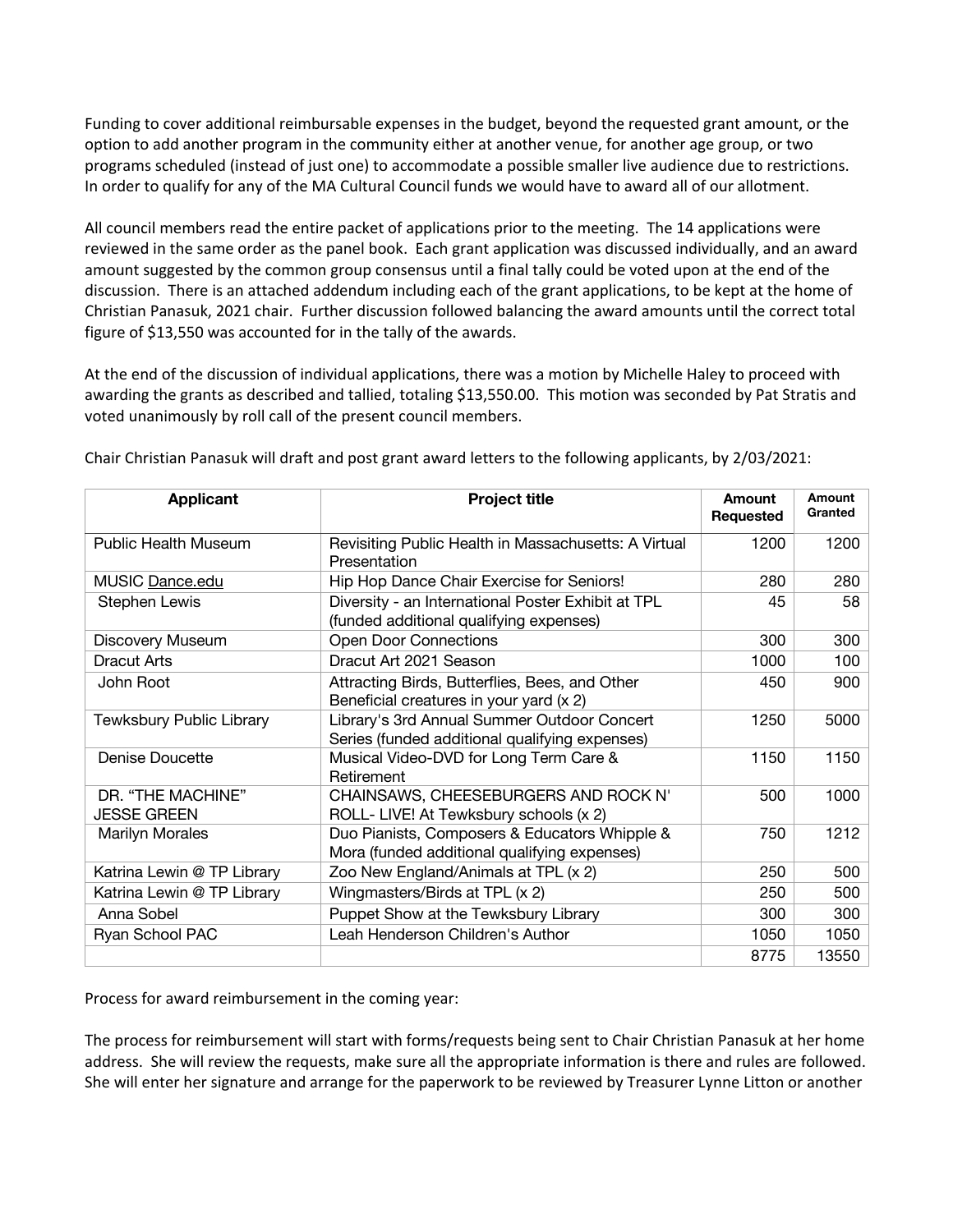Funding to cover additional reimbursable expenses in the budget, beyond the requested grant amount, or the option to add another program in the community either at another venue, for another age group, or two programs scheduled (instead of just one) to accommodate a possible smaller live audience due to restrictions. In order to qualify for any of the MA Cultural Council funds we would have to award all of our allotment.

All council members read the entire packet of applications prior to the meeting. The 14 applications were reviewed in the same order as the panel book. Each grant application was discussed individually, and an award amount suggested by the common group consensus until a final tally could be voted upon at the end of the discussion. There is an attached addendum including each of the grant applications, to be kept at the home of Christian Panasuk, 2021 chair. Further discussion followed balancing the award amounts until the correct total figure of $13,550 was accounted for in the tally of the awards.

At the end of the discussion of individual applications, there was a motion by Michelle Haley to proceed with awarding the grants as described and tallied, totaling $13,550.00. This motion was seconded by Pat Stratis and voted unanimously by roll call of the present council members.

Chair Christian Panasuk will draft and post grant award letters to the following applicants, by 2/03/2021:

| Applicant | Project title | Amount Requested | Amount Granted |
|---|---|---|---|
| Public Health Museum | Revisiting Public Health in Massachusetts: A Virtual Presentation | 1200 | 1200 |
| MUSIC Dance.edu | Hip Hop Dance Chair Exercise for Seniors! | 280 | 280 |
| Stephen Lewis | Diversity - an International Poster Exhibit at TPL (funded additional qualifying expenses) | 45 | 58 |
| Discovery Museum | Open Door Connections | 300 | 300 |
| Dracut Arts | Dracut Art 2021 Season | 1000 | 100 |
| John Root | Attracting Birds, Butterflies, Bees, and Other Beneficial creatures in your yard (x 2) | 450 | 900 |
| Tewksbury Public Library | Library's 3rd Annual Summer Outdoor Concert Series (funded additional qualifying expenses) | 1250 | 5000 |
| Denise Doucette | Musical Video-DVD for Long Term Care & Retirement | 1150 | 1150 |
| DR. "THE MACHINE" JESSE GREEN | CHAINSAWS, CHEESEBURGERS AND ROCK N' ROLL- LIVE! At Tewksbury schools (x 2) | 500 | 1000 |
| Marilyn Morales | Duo Pianists, Composers & Educators Whipple & Mora (funded additional qualifying expenses) | 750 | 1212 |
| Katrina Lewin @ TP Library | Zoo New England/Animals at TPL (x 2) | 250 | 500 |
| Katrina Lewin @ TP Library | Wingmasters/Birds at TPL (x 2) | 250 | 500 |
| Anna Sobel | Puppet Show at the Tewksbury Library | 300 | 300 |
| Ryan School PAC | Leah Henderson Children's Author | 1050 | 1050 |
| | | 8775 | 13550 |

Process for award reimbursement in the coming year:

The process for reimbursement will start with forms/requests being sent to Chair Christian Panasuk at her home address. She will review the requests, make sure all the appropriate information is there and rules are followed. She will enter her signature and arrange for the paperwork to be reviewed by Treasurer Lynne Litton or another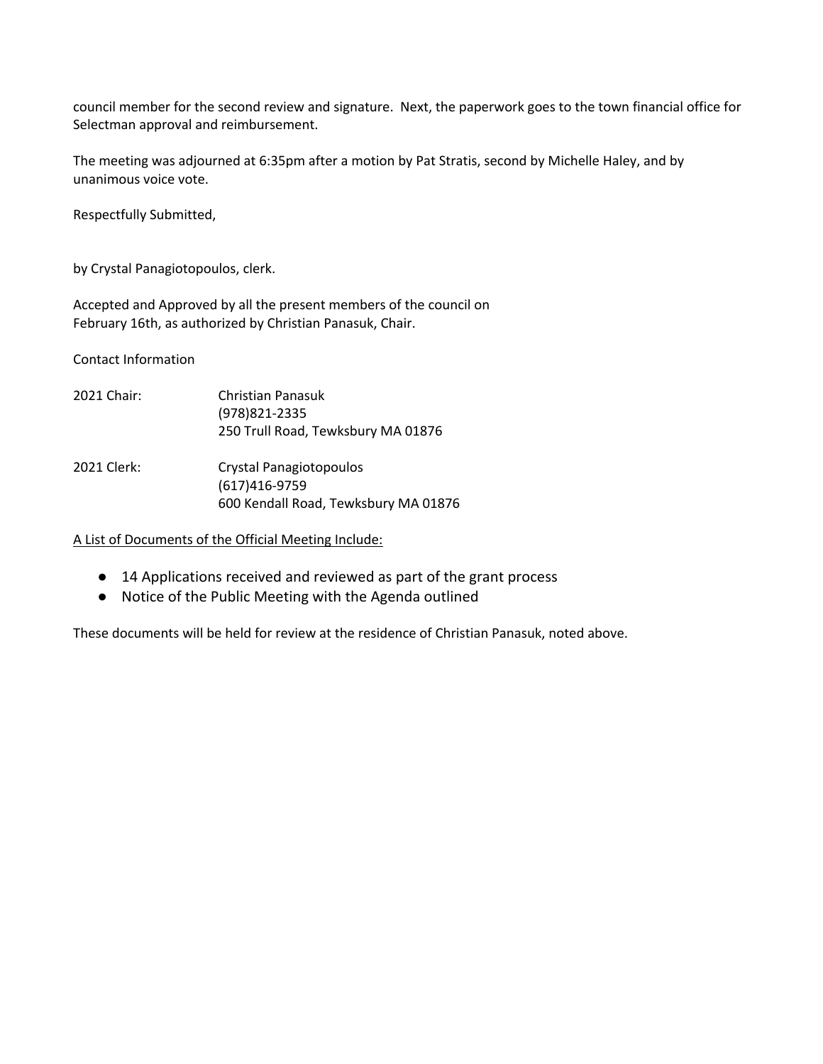council member for the second review and signature. Next, the paperwork goes to the town financial office for Selectman approval and reimbursement.

The meeting was adjourned at 6:35pm after a motion by Pat Stratis, second by Michelle Haley, and by unanimous voice vote.

Respectfully Submitted,

by Crystal Panagiotopoulos, clerk.

Accepted and Approved by all the present members of the council on February 16th, as authorized by Christian Panasuk, Chair.

Contact Information

| | |
|---|---|
| 2021 Chair: | Christian Panasuk<br>(978)821-2335<br>250 Trull Road, Tewksbury MA 01876 |
| 2021 Clerk: | Crystal Panagiotopoulos<br>(617)416-9759<br>600 Kendall Road, Tewksbury MA 01876 |

<u>A List of Documents of the Official Meeting Include:</u>

- 14 Applications received and reviewed as part of the grant process
- Notice of the Public Meeting with the Agenda outlined

These documents will be held for review at the residence of Christian Panasuk, noted above.